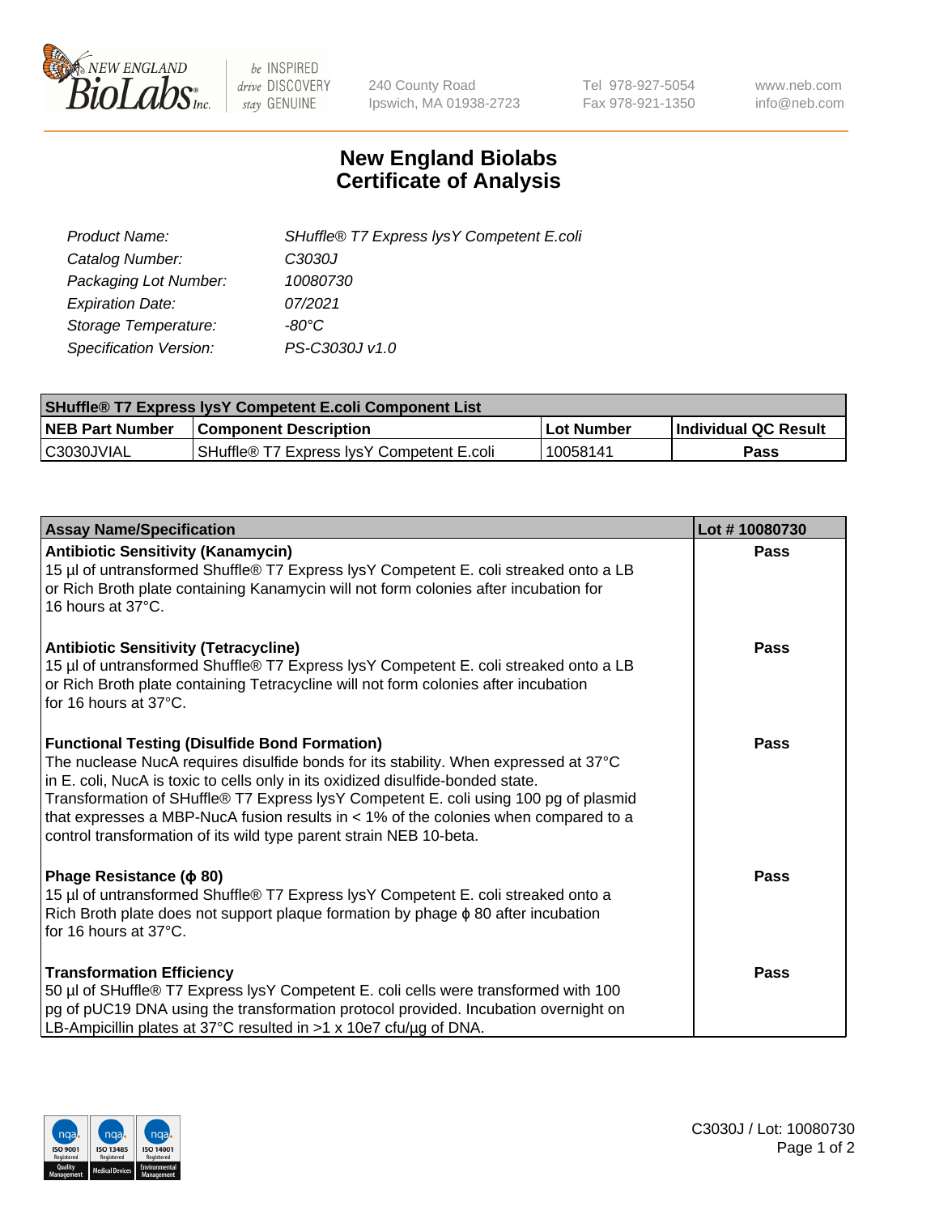New England Biolabs Inc. — be INSPIRED drive DISCOVERY stay GENUINE

240 County Road
Ipswich, MA 01938-2723

Tel 978-927-5054
Fax 978-921-1350

www.neb.com
info@neb.com

# New England Biolabs Certificate of Analysis

| | |
|---|---|
| *Product Name:* | *SHuffle® T7 Express lysY Competent E.coli* |
| *Catalog Number:* | *C3030J* |
| *Packaging Lot Number:* | *10080730* |
| *Expiration Date:* | *07/2021* |
| *Storage Temperature:* | *-80°C* |
| *Specification Version:* | *PS-C3030J v1.0* |

| SHuffle® T7 Express lysY Competent E.coli Component List | | | |
|---|---|---|---|
| **NEB Part Number** | **Component Description** | **Lot Number** | **Individual QC Result** |
| C3030JVIAL | SHuffle® T7 Express lysY Competent E.coli | 10058141 | **Pass** |

| Assay Name/Specification | Lot # 10080730 |
|---|---|
| **Antibiotic Sensitivity (Kanamycin)**<br>15 µl of untransformed Shuffle® T7 Express lysY Competent E. coli streaked onto a LB or Rich Broth plate containing Kanamycin will not form colonies after incubation for 16 hours at 37°C. | **Pass** |
| **Antibiotic Sensitivity (Tetracycline)**<br>15 µl of untransformed Shuffle® T7 Express lysY Competent E. coli streaked onto a LB or Rich Broth plate containing Tetracycline will not form colonies after incubation for 16 hours at 37°C. | **Pass** |
| **Functional Testing (Disulfide Bond Formation)**<br>The nuclease NucA requires disulfide bonds for its stability. When expressed at 37°C in E. coli, NucA is toxic to cells only in its oxidized disulfide-bonded state. Transformation of SHuffle® T7 Express lysY Competent E. coli using 100 pg of plasmid that expresses a MBP-NucA fusion results in < 1% of the colonies when compared to a control transformation of its wild type parent strain NEB 10-beta. | **Pass** |
| **Phage Resistance (ϕ 80)**<br>15 µl of untransformed Shuffle® T7 Express lysY Competent E. coli streaked onto a Rich Broth plate does not support plaque formation by phage ϕ 80 after incubation for 16 hours at 37°C. | **Pass** |
| **Transformation Efficiency**<br>50 µl of SHuffle® T7 Express lysY Competent E. coli cells were transformed with 100 pg of pUC19 DNA using the transformation protocol provided. Incubation overnight on LB-Ampicillin plates at 37°C resulted in >1 x 10e7 cfu/µg of DNA. | **Pass** |

C3030J / Lot: 10080730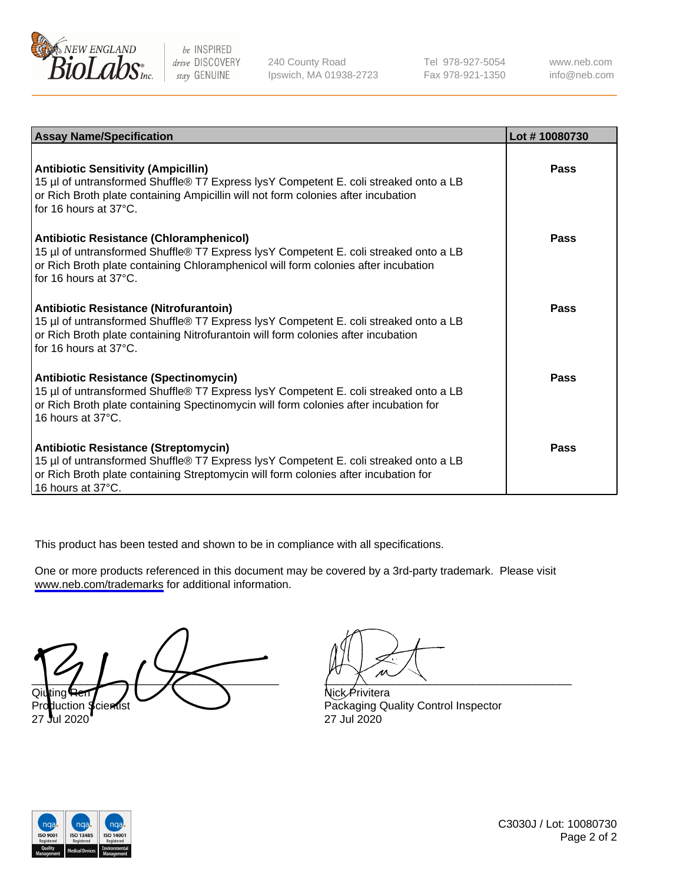| Assay Name/Specification | Lot # 10080730 |
|---|---|
| **Antibiotic Sensitivity (Ampicillin)**<br>15 µl of untransformed Shuffle® T7 Express lysY Competent E. coli streaked onto a LB or Rich Broth plate containing Ampicillin will not form colonies after incubation for 16 hours at 37°C. | **Pass** |
| **Antibiotic Resistance (Chloramphenicol)**<br>15 µl of untransformed Shuffle® T7 Express lysY Competent E. coli streaked onto a LB or Rich Broth plate containing Chloramphenicol will form colonies after incubation for 16 hours at 37°C. | **Pass** |
| **Antibiotic Resistance (Nitrofurantoin)**<br>15 µl of untransformed Shuffle® T7 Express lysY Competent E. coli streaked onto a LB or Rich Broth plate containing Nitrofurantoin will form colonies after incubation for 16 hours at 37°C. | **Pass** |
| **Antibiotic Resistance (Spectinomycin)**<br>15 µl of untransformed Shuffle® T7 Express lysY Competent E. coli streaked onto a LB or Rich Broth plate containing Spectinomycin will form colonies after incubation for 16 hours at 37°C. | **Pass** |
| **Antibiotic Resistance (Streptomycin)**<br>15 µl of untransformed Shuffle® T7 Express lysY Competent E. coli streaked onto a LB or Rich Broth plate containing Streptomycin will form colonies after incubation for 16 hours at 37°C. | **Pass** |

This product has been tested and shown to be in compliance with all specifications.

One or more products referenced in this document may be covered by a 3rd-party trademark. Please visit www.neb.com/trademarks for additional information.

Qiuting Ren
Production Scientist
27 Jul 2020

Nick Privitera
Packaging Quality Control Inspector
27 Jul 2020

C3030J / Lot: 10080730